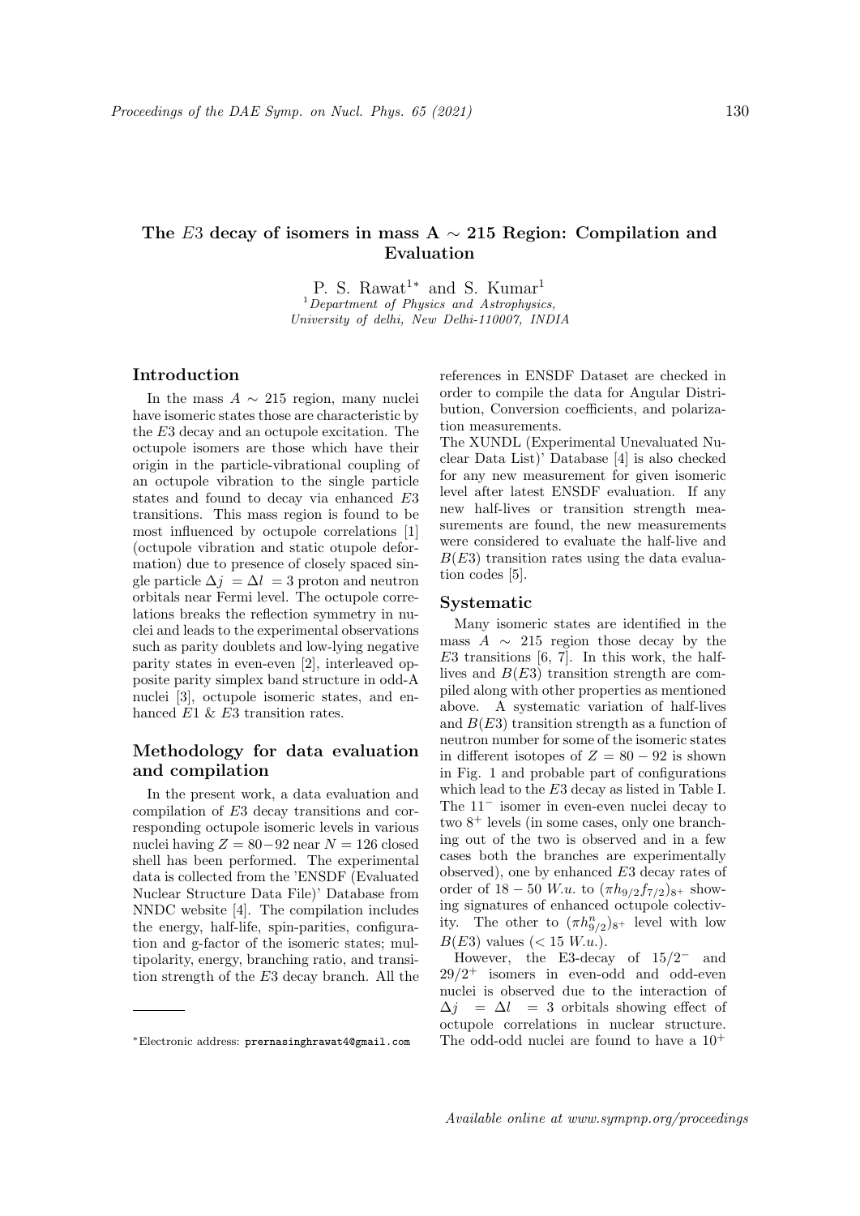# The $E3$ decay of isomers in mass A $\sim$ 215 Region: Compilation and Evaluation

P. S. Rawat[1*] and S. Kumar[1]

[1]*Department of Physics and Astrophysics, University of delhi, New Delhi-110007, INDIA*

## Introduction

In the mass $A \sim 215$ region, many nuclei have isomeric states those are characteristic by the $E3$ decay and an octupole excitation. The octupole isomers are those which have their origin in the particle-vibrational coupling of an octupole vibration to the single particle states and found to decay via enhanced $E3$ transitions. This mass region is found to be most influenced by octupole correlations [1] (octupole vibration and static otupole deformation) due to presence of closely spaced single particle $\Delta j = \Delta l = 3$ proton and neutron orbitals near Fermi level. The octupole correlations breaks the reflection symmetry in nuclei and leads to the experimental observations such as parity doublets and low-lying negative parity states in even-even [2], interleaved opposite parity simplex band structure in odd-A nuclei [3], octupole isomeric states, and enhanced $E1$ & $E3$ transition rates.

## Methodology for data evaluation and compilation

In the present work, a data evaluation and compilation of $E3$ decay transitions and corresponding octupole isomeric levels in various nuclei having $Z = 80-92$ near $N = 126$ closed shell has been performed. The experimental data is collected from the 'ENSDF (Evaluated Nuclear Structure Data File)' Database from NNDC website [4]. The compilation includes the energy, half-life, spin-parities, configuration and g-factor of the isomeric states; multipolarity, energy, branching ratio, and transition strength of the $E3$ decay branch. All the references in ENSDF Dataset are checked in order to compile the data for Angular Distribution, Conversion coefficients, and polarization measurements.

The XUNDL (Experimental Unevaluated Nuclear Data List)' Database [4] is also checked for any new measurement for given isomeric level after latest ENSDF evaluation. If any new half-lives or transition strength measurements are found, the new measurements were considered to evaluate the half-live and $B(E3)$ transition rates using the data evaluation codes [5].

## Systematic

Many isomeric states are identified in the mass $A \sim 215$ region those decay by the $E3$ transitions [6, 7]. In this work, the half-lives and $B(E3)$ transition strength are compiled along with other properties as mentioned above. A systematic variation of half-lives and $B(E3)$ transition strength as a function of neutron number for some of the isomeric states in different isotopes of $Z = 80-92$ is shown in Fig. 1 and probable part of configurations which lead to the $E3$ decay as listed in Table I. The $11^-$ isomer in even-even nuclei decay to two $8^+$ levels (in some cases, only one branching out of the two is observed and in a few cases both the branches are experimentally observed), one by enhanced $E3$ decay rates of order of $18-50$ $W.u.$ to $(\pi h_{9/2} f_{7/2})_{8^+}$ showing signatures of enhanced octupole colectivity. The other to $(\pi h^n_{9/2})_{8^+}$ level with low $B(E3)$ values ($< 15$ $W.u.$).

However, the E3-decay of $15/2^-$ and $29/2^+$ isomers in even-odd and odd-even nuclei is observed due to the interaction of $\Delta j = \Delta l = 3$ orbitals showing effect of octupole correlations in nuclear structure. The odd-odd nuclei are found to have a $10^+$

*Electronic address: prernasinghrawat4@gmail.com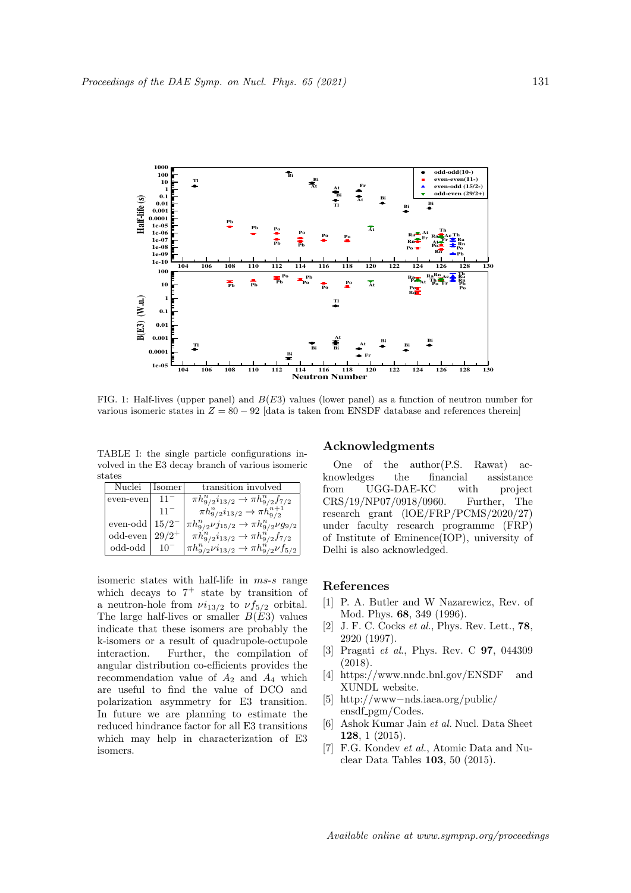Half-life (s)

1000
100
10
1
0.1
0.01
0.001
0.0001
1e-05
1e-06
1e-07
1e-08
1e-09
1e-10

odd-odd(10-)
even-even(11-)
even-odd (15/2-)
odd-even (29/2+)

B(E3) (W.u.)

100
10
1
0.1
0.01
0.001
0.0001
1e-05

104 106 108 110 112 114 116 118 120 122 124 126 128 130

Neutron Number

FIG. 1: Half-lives (upper panel) and $B(E3)$ values (lower panel) as a function of neutron number for various isomeric states in $Z = 80 - 92$ [data is taken from ENSDF database and references therein]

TABLE I: the single particle configurations involved in the E3 decay branch of various isomeric states

| Nuclei | Isomer | transition involved |
|---|---|---|
| even-even | $11^-$ | $\pi h^n_{9/2} i_{13/2} \rightarrow \pi h^n_{9/2} f_{7/2}$ |
| | $11^-$ | $\pi h^n_{9/2} i_{13/2} \rightarrow \pi h^{n+1}_{9/2}$ |
| even-odd | $15/2^-$ | $\pi h^n_{9/2} \nu j_{15/2} \rightarrow \pi h^n_{9/2} \nu g_{9/2}$ |
| odd-even | $29/2^+$ | $\pi h^n_{9/2} i_{13/2} \rightarrow \pi h^n_{9/2} f_{7/2}$ |
| odd-odd | $10^-$ | $\pi h^n_{9/2} \nu i_{13/2} \rightarrow \pi h^n_{9/2} \nu f_{5/2}$ |

isomeric states with half-life in *ms*-*s* range which decays to $7^+$ state by transition of a neutron-hole from $\nu i_{13/2}$ to $\nu f_{5/2}$ orbital. The large half-lives or smaller $B(E3)$ values indicate that these isomers are probably the k-isomers or a result of quadrupole-octupole interaction. Further, the compilation of angular distribution co-efficients provides the recommendation value of $A_2$ and $A_4$ which are useful to find the value of DCO and polarization asymmetry for E3 transition. In future we are planning to estimate the reduced hindrance factor for all E3 transitions which may help in characterization of E3 isomers.

## Acknowledgments

One of the author(P.S. Rawat) acknowledges the financial assistance from UGG-DAE-KC with project CRS/19/NP07/0918/0960. Further, The research grant (lOE/FRP/PCMS/2020/27) under faculty research programme (FRP) of Institute of Eminence(IOP), university of Delhi is also acknowledged.

## References

[1] P. A. Butler and W Nazarewicz, Rev. of Mod. Phys. **68**, 349 (1996).

[2] J. F. C. Cocks *et al.*, Phys. Rev. Lett., **78**, 2920 (1997).

[3] Pragati *et al.*, Phys. Rev. C **97**, 044309 (2018).

[4] https://www.nndc.bnl.gov/ENSDF and XUNDL website.

[5] http://www−nds.iaea.org/public/ensdf_pgm/Codes.

[6] Ashok Kumar Jain *et al.* Nucl. Data Sheet **128**, 1 (2015).

[7] F.G. Kondev *et al.*, Atomic Data and Nuclear Data Tables **103**, 50 (2015).